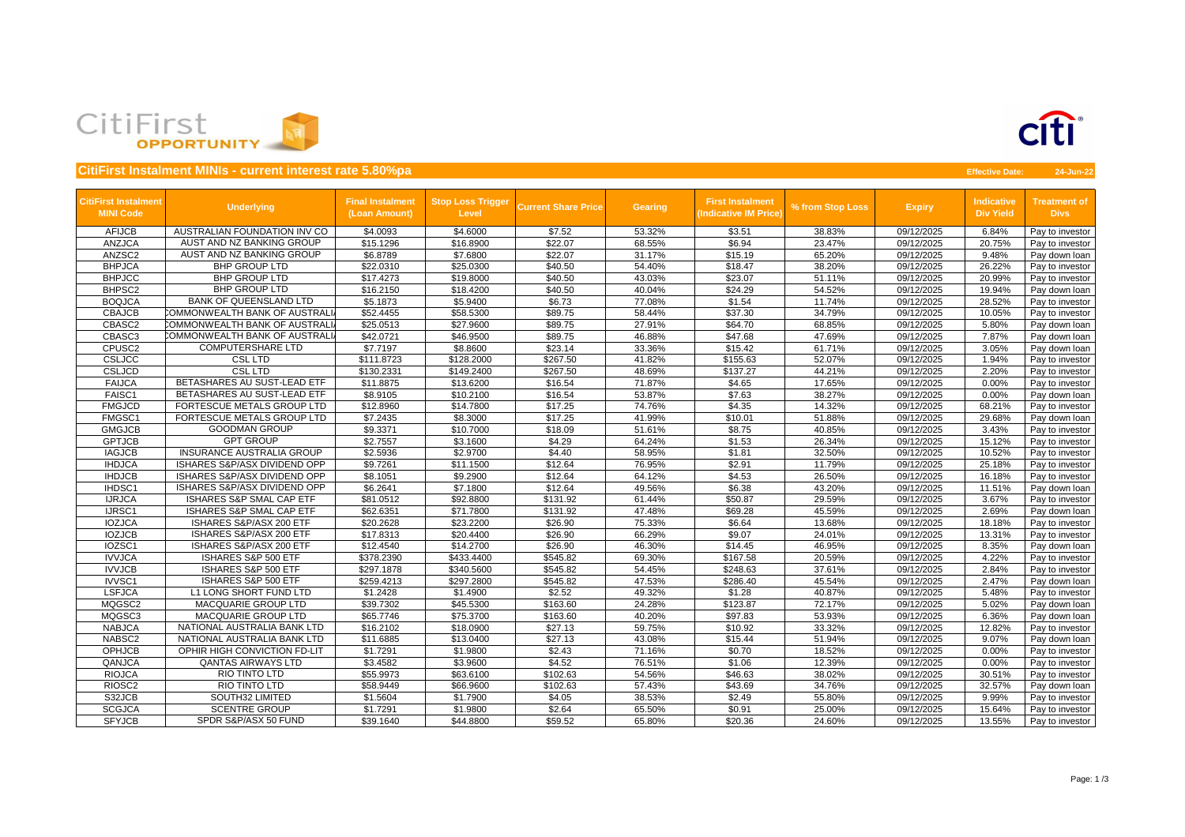CitiFirst OPPORTUNITY

## CitiFirst Instalment MINIs - current interest rate 5.80%pa

**Effective Date:** 24-Jun-22

| CitiFirst Instalment MINI Code | Underlying | Final Instalment (Loan Amount) | Stop Loss Trigger Level | Current Share Price | Gearing | First Instalment (Indicative IM Price) | % from Stop Loss | Expiry | Indicative Div Yield | Treatment of Divs |
|---|---|---|---|---|---|---|---|---|---|---|
| AFIJCB | AUSTRALIAN FOUNDATION INV CO | $4.0093 | $4.6000 | $7.52 | 53.32% | $3.51 | 38.83% | 09/12/2025 | 6.84% | Pay to investor |
| ANZJCA | AUST AND NZ BANKING GROUP | $15.1296 | $16.8900 | $22.07 | 68.55% | $6.94 | 23.47% | 09/12/2025 | 20.75% | Pay to investor |
| ANZSC2 | AUST AND NZ BANKING GROUP | $6.8789 | $7.6800 | $22.07 | 31.17% | $15.19 | 65.20% | 09/12/2025 | 9.48% | Pay down loan |
| BHPJCA | BHP GROUP LTD | $22.0310 | $25.0300 | $40.50 | 54.40% | $18.47 | 38.20% | 09/12/2025 | 26.22% | Pay to investor |
| BHPJCC | BHP GROUP LTD | $17.4273 | $19.8000 | $40.50 | 43.03% | $23.07 | 51.11% | 09/12/2025 | 20.99% | Pay to investor |
| BHPSC2 | BHP GROUP LTD | $16.2150 | $18.4200 | $40.50 | 40.04% | $24.29 | 54.52% | 09/12/2025 | 19.94% | Pay down loan |
| BOQJCA | BANK OF QUEENSLAND LTD | $5.1873 | $5.9400 | $6.73 | 77.08% | $1.54 | 11.74% | 09/12/2025 | 28.52% | Pay to investor |
| CBAJCB | COMMONWEALTH BANK OF AUSTRALIA | $52.4455 | $58.5300 | $89.75 | 58.44% | $37.30 | 34.79% | 09/12/2025 | 10.05% | Pay to investor |
| CBASC2 | COMMONWEALTH BANK OF AUSTRALIA | $25.0513 | $27.9600 | $89.75 | 27.91% | $64.70 | 68.85% | 09/12/2025 | 5.80% | Pay down loan |
| CBASC3 | COMMONWEALTH BANK OF AUSTRALIA | $42.0721 | $46.9500 | $89.75 | 46.88% | $47.68 | 47.69% | 09/12/2025 | 7.87% | Pay down loan |
| CPUSC2 | COMPUTERSHARE LTD | $7.7197 | $8.8600 | $23.14 | 33.36% | $15.42 | 61.71% | 09/12/2025 | 3.05% | Pay down loan |
| CSLJCC | CSL LTD | $111.8723 | $128.2000 | $267.50 | 41.82% | $155.63 | 52.07% | 09/12/2025 | 1.94% | Pay to investor |
| CSLJCD | CSL LTD | $130.2331 | $149.2400 | $267.50 | 48.69% | $137.27 | 44.21% | 09/12/2025 | 2.20% | Pay to investor |
| FAIJCA | BETASHARES AU SUST-LEAD ETF | $11.8875 | $13.6200 | $16.54 | 71.87% | $4.65 | 17.65% | 09/12/2025 | 0.00% | Pay to investor |
| FAISC1 | BETASHARES AU SUST-LEAD ETF | $8.9105 | $10.2100 | $16.54 | 53.87% | $7.63 | 38.27% | 09/12/2025 | 0.00% | Pay down loan |
| FMGJCD | FORTESCUE METALS GROUP LTD | $12.8960 | $14.7800 | $17.25 | 74.76% | $4.35 | 14.32% | 09/12/2025 | 68.21% | Pay to investor |
| FMGSC1 | FORTESCUE METALS GROUP LTD | $7.2435 | $8.3000 | $17.25 | 41.99% | $10.01 | 51.88% | 09/12/2025 | 29.68% | Pay down loan |
| GMGJCB | GOODMAN GROUP | $9.3371 | $10.7000 | $18.09 | 51.61% | $8.75 | 40.85% | 09/12/2025 | 3.43% | Pay to investor |
| GPTJCB | GPT GROUP | $2.7557 | $3.1600 | $4.29 | 64.24% | $1.53 | 26.34% | 09/12/2025 | 15.12% | Pay to investor |
| IAGJCB | INSURANCE AUSTRALIA GROUP | $2.5936 | $2.9700 | $4.40 | 58.95% | $1.81 | 32.50% | 09/12/2025 | 10.52% | Pay to investor |
| IHDJCA | ISHARES S&P/ASX DIVIDEND OPP | $9.7261 | $11.1500 | $12.64 | 76.95% | $2.91 | 11.79% | 09/12/2025 | 25.18% | Pay to investor |
| IHDJCB | ISHARES S&P/ASX DIVIDEND OPP | $8.1051 | $9.2900 | $12.64 | 64.12% | $4.53 | 26.50% | 09/12/2025 | 16.18% | Pay to investor |
| IHDSC1 | ISHARES S&P/ASX DIVIDEND OPP | $6.2641 | $7.1800 | $12.64 | 49.56% | $6.38 | 43.20% | 09/12/2025 | 11.51% | Pay down loan |
| IJRJCA | ISHARES S&P SMAL CAP ETF | $81.0512 | $92.8800 | $131.92 | 61.44% | $50.87 | 29.59% | 09/12/2025 | 3.67% | Pay to investor |
| IJRSC1 | ISHARES S&P SMAL CAP ETF | $62.6351 | $71.7800 | $131.92 | 47.48% | $69.28 | 45.59% | 09/12/2025 | 2.69% | Pay down loan |
| IOZJCA | ISHARES S&P/ASX 200 ETF | $20.2628 | $23.2200 | $26.90 | 75.33% | $6.64 | 13.68% | 09/12/2025 | 18.18% | Pay to investor |
| IOZJCB | ISHARES S&P/ASX 200 ETF | $17.8313 | $20.4400 | $26.90 | 66.29% | $9.07 | 24.01% | 09/12/2025 | 13.31% | Pay to investor |
| IOZSC1 | ISHARES S&P/ASX 200 ETF | $12.4540 | $14.2700 | $26.90 | 46.30% | $14.45 | 46.95% | 09/12/2025 | 8.35% | Pay down loan |
| IVVJCA | ISHARES S&P 500 ETF | $378.2390 | $433.4400 | $545.82 | 69.30% | $167.58 | 20.59% | 09/12/2025 | 4.22% | Pay to investor |
| IVVJCB | ISHARES S&P 500 ETF | $297.1878 | $340.5600 | $545.82 | 54.45% | $248.63 | 37.61% | 09/12/2025 | 2.84% | Pay to investor |
| IVVSC1 | ISHARES S&P 500 ETF | $259.4213 | $297.2800 | $545.82 | 47.53% | $286.40 | 45.54% | 09/12/2025 | 2.47% | Pay down loan |
| LSFJCA | L1 LONG SHORT FUND LTD | $1.2428 | $1.4900 | $2.52 | 49.32% | $1.28 | 40.87% | 09/12/2025 | 5.48% | Pay to investor |
| MQGSC2 | MACQUARIE GROUP LTD | $39.7302 | $45.5300 | $163.60 | 24.28% | $123.87 | 72.17% | 09/12/2025 | 5.02% | Pay down loan |
| MQGSC3 | MACQUARIE GROUP LTD | $65.7746 | $75.3700 | $163.60 | 40.20% | $97.83 | 53.93% | 09/12/2025 | 6.36% | Pay down loan |
| NABJCA | NATIONAL AUSTRALIA BANK LTD | $16.2102 | $18.0900 | $27.13 | 59.75% | $10.92 | 33.32% | 09/12/2025 | 12.82% | Pay to investor |
| NABSC2 | NATIONAL AUSTRALIA BANK LTD | $11.6885 | $13.0400 | $27.13 | 43.08% | $15.44 | 51.94% | 09/12/2025 | 9.07% | Pay down loan |
| OPHJCB | OPHIR HIGH CONVICTION FD-LIT | $1.7291 | $1.9800 | $2.43 | 71.16% | $0.70 | 18.52% | 09/12/2025 | 0.00% | Pay to investor |
| QANJCA | QANTAS AIRWAYS LTD | $3.4582 | $3.9600 | $4.52 | 76.51% | $1.06 | 12.39% | 09/12/2025 | 0.00% | Pay to investor |
| RIOJCA | RIO TINTO LTD | $55.9973 | $63.6100 | $102.63 | 54.56% | $46.63 | 38.02% | 09/12/2025 | 30.51% | Pay to investor |
| RIOSC2 | RIO TINTO LTD | $58.9449 | $66.9600 | $102.63 | 57.43% | $43.69 | 34.76% | 09/12/2025 | 32.57% | Pay down loan |
| S32JCB | SOUTH32 LIMITED | $1.5604 | $1.7900 | $4.05 | 38.53% | $2.49 | 55.80% | 09/12/2025 | 9.99% | Pay to investor |
| SCGJCA | SCENTRE GROUP | $1.7291 | $1.9800 | $2.64 | 65.50% | $0.91 | 25.00% | 09/12/2025 | 15.64% | Pay to investor |
| SFYJCB | SPDR S&P/ASX 50 FUND | $39.1640 | $44.8800 | $59.52 | 65.80% | $20.36 | 24.60% | 09/12/2025 | 13.55% | Pay to investor |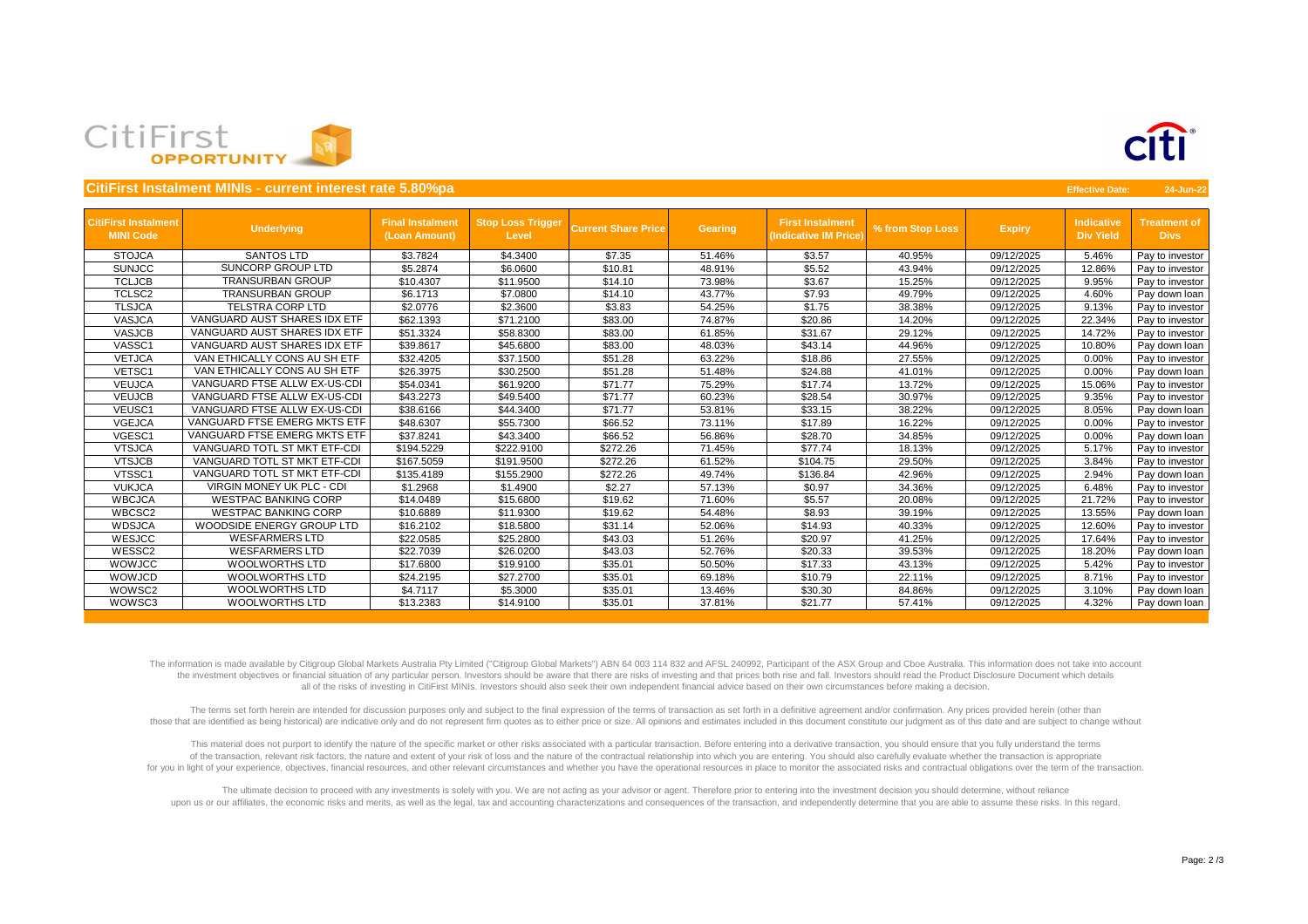CitiFirst OPPORTUNITY

## CitiFirst Instalment MINIs - current interest rate 5.80%pa

**Effective Date:** 24-Jun-22

| CitiFirst Instalment MINI Code | Underlying | Final Instalment (Loan Amount) | Stop Loss Trigger Level | Current Share Price | Gearing | First Instalment (Indicative IM Price) | % from Stop Loss | Expiry | Indicative Div Yield | Treatment of Divs |
|---|---|---|---|---|---|---|---|---|---|---|
| STOJCA | SANTOS LTD | $3.7824 | $4.3400 | $7.35 | 51.46% | $3.57 | 40.95% | 09/12/2025 | 5.46% | Pay to investor |
| SUNJCC | SUNCORP GROUP LTD | $5.2874 | $6.0600 | $10.81 | 48.91% | $5.52 | 43.94% | 09/12/2025 | 12.86% | Pay to investor |
| TCLJCB | TRANSURBAN GROUP | $10.4307 | $11.9500 | $14.10 | 73.98% | $3.67 | 15.25% | 09/12/2025 | 9.95% | Pay to investor |
| TCLSC2 | TRANSURBAN GROUP | $6.1713 | $7.0800 | $14.10 | 43.77% | $7.93 | 49.79% | 09/12/2025 | 4.60% | Pay down loan |
| TLSJCA | TELSTRA CORP LTD | $2.0776 | $2.3600 | $3.83 | 54.25% | $1.75 | 38.38% | 09/12/2025 | 9.13% | Pay to investor |
| VASJCA | VANGUARD AUST SHARES IDX ETF | $62.1393 | $71.2100 | $83.00 | 74.87% | $20.86 | 14.20% | 09/12/2025 | 22.34% | Pay to investor |
| VASJCB | VANGUARD AUST SHARES IDX ETF | $51.3324 | $58.8300 | $83.00 | 61.85% | $31.67 | 29.12% | 09/12/2025 | 14.72% | Pay to investor |
| VASSC1 | VANGUARD AUST SHARES IDX ETF | $39.8617 | $45.6800 | $83.00 | 48.03% | $43.14 | 44.96% | 09/12/2025 | 10.80% | Pay down loan |
| VETJCA | VAN ETHICALLY CONS AU SH ETF | $32.4205 | $37.1500 | $51.28 | 63.22% | $18.86 | 27.55% | 09/12/2025 | 0.00% | Pay to investor |
| VETSC1 | VAN ETHICALLY CONS AU SH ETF | $26.3975 | $30.2500 | $51.28 | 51.48% | $24.88 | 41.01% | 09/12/2025 | 0.00% | Pay down loan |
| VEUJCA | VANGUARD FTSE ALLW EX-US-CDI | $54.0341 | $61.9200 | $71.77 | 75.29% | $17.74 | 13.72% | 09/12/2025 | 15.06% | Pay to investor |
| VEUJCB | VANGUARD FTSE ALLW EX-US-CDI | $43.2273 | $49.5400 | $71.77 | 60.23% | $28.54 | 30.97% | 09/12/2025 | 9.35% | Pay to investor |
| VEUSC1 | VANGUARD FTSE ALLW EX-US-CDI | $38.6166 | $44.3400 | $71.77 | 53.81% | $33.15 | 38.22% | 09/12/2025 | 8.05% | Pay down loan |
| VGEJCA | VANGUARD FTSE EMERG MKTS ETF | $48.6307 | $55.7300 | $66.52 | 73.11% | $17.89 | 16.22% | 09/12/2025 | 0.00% | Pay to investor |
| VGESC1 | VANGUARD FTSE EMERG MKTS ETF | $37.8241 | $43.3400 | $66.52 | 56.86% | $28.70 | 34.85% | 09/12/2025 | 0.00% | Pay down loan |
| VTSJCA | VANGUARD TOTL ST MKT ETF-CDI | $194.5229 | $222.9100 | $272.26 | 71.45% | $77.74 | 18.13% | 09/12/2025 | 5.17% | Pay to investor |
| VTSJCB | VANGUARD TOTL ST MKT ETF-CDI | $167.5059 | $191.9500 | $272.26 | 61.52% | $104.75 | 29.50% | 09/12/2025 | 3.84% | Pay to investor |
| VTSSC1 | VANGUARD TOTL ST MKT ETF-CDI | $135.4189 | $155.2900 | $272.26 | 49.74% | $136.84 | 42.96% | 09/12/2025 | 2.94% | Pay down loan |
| VUKJCA | VIRGIN MONEY UK PLC - CDI | $1.2968 | $1.4900 | $2.27 | 57.13% | $0.97 | 34.36% | 09/12/2025 | 6.48% | Pay to investor |
| WBCJCA | WESTPAC BANKING CORP | $14.0489 | $15.6800 | $19.62 | 71.60% | $5.57 | 20.08% | 09/12/2025 | 21.72% | Pay to investor |
| WBCSC2 | WESTPAC BANKING CORP | $10.6889 | $11.9300 | $19.62 | 54.48% | $8.93 | 39.19% | 09/12/2025 | 13.55% | Pay down loan |
| WDSJCA | WOODSIDE ENERGY GROUP LTD | $16.2102 | $18.5800 | $31.14 | 52.06% | $14.93 | 40.33% | 09/12/2025 | 12.60% | Pay to investor |
| WESJCC | WESFARMERS LTD | $22.0585 | $25.2800 | $43.03 | 51.26% | $20.97 | 41.25% | 09/12/2025 | 17.64% | Pay to investor |
| WESSC2 | WESFARMERS LTD | $22.7039 | $26.0200 | $43.03 | 52.76% | $20.33 | 39.53% | 09/12/2025 | 18.20% | Pay down loan |
| WOWJCC | WOOLWORTHS LTD | $17.6800 | $19.9100 | $35.01 | 50.50% | $17.33 | 43.13% | 09/12/2025 | 5.42% | Pay to investor |
| WOWJCD | WOOLWORTHS LTD | $24.2195 | $27.2700 | $35.01 | 69.18% | $10.79 | 22.11% | 09/12/2025 | 8.71% | Pay to investor |
| WOWSC2 | WOOLWORTHS LTD | $4.7117 | $5.3000 | $35.01 | 13.46% | $30.30 | 84.86% | 09/12/2025 | 3.10% | Pay down loan |
| WOWSC3 | WOOLWORTHS LTD | $13.2383 | $14.9100 | $35.01 | 37.81% | $21.77 | 57.41% | 09/12/2025 | 4.32% | Pay down loan |

The information is made available by Citigroup Global Markets Australia Pty Limited ("Citigroup Global Markets") ABN 64 003 114 832 and AFSL 240992, Participant of the ASX Group and Cboe Australia. This information does not take into account the investment objectives or financial situation of any particular person. Investors should be aware that there are risks of investing and that prices both rise and fall. Investors should read the Product Disclosure Document which details all of the risks of investing in CitiFirst MINIs. Investors should also seek their own independent financial advice based on their own circumstances before making a decision.

The terms set forth herein are intended for discussion purposes only and subject to the final expression of the terms of transaction as set forth in a definitive agreement and/or confirmation. Any prices provided herein (other than those that are identified as being historical) are indicative only and do not represent firm quotes as to either price or size. All opinions and estimates included in this document constitute our judgment as of this date and are subject to change without

This material does not purport to identify the nature of the specific market or other risks associated with a particular transaction. Before entering into a derivative transaction, you should ensure that you fully understand the terms of the transaction, relevant risk factors, the nature and extent of your risk of loss and the nature of the contractual relationship into which you are entering. You should also carefully evaluate whether the transaction is appropriate for you in light of your experience, objectives, financial resources, and other relevant circumstances and whether you have the operational resources in place to monitor the associated risks and contractual obligations over the term of the transaction.

The ultimate decision to proceed with any investments is solely with you. We are not acting as your advisor or agent. Therefore prior to entering into the investment decision you should determine, without reliance upon us or our affiliates, the economic risks and merits, as well as the legal, tax and accounting characterizations and consequences of the transaction, and independently determine that you are able to assume these risks. In this regard,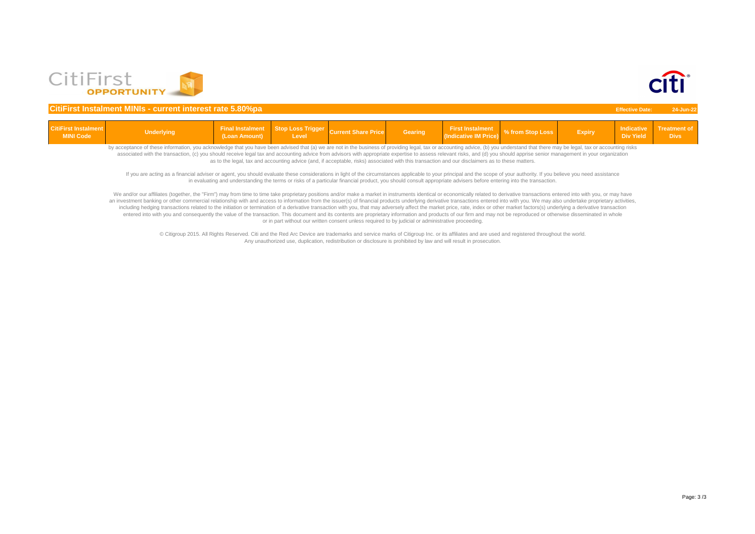## CitiFirst Instalment MINIs - current interest rate 5.80%pa

**Effective Date:** 24-Jun-22

| CitiFirst Instalment MINI Code | Underlying | Final Instalment (Loan Amount) | Stop Loss Trigger Level | Current Share Price | Gearing | First Instalment (Indicative IM Price) | % from Stop Loss | Expiry | Indicative Div Yield | Treatment of Divs |
|---|---|---|---|---|---|---|---|---|---|---|

by acceptance of these information, you acknowledge that you have been advised that (a) we are not in the business of providing legal, tax or accounting advice, (b) you understand that there may be legal, tax or accounting risks associated with the transaction, (c) you should receive legal tax and accounting advice from advisors with appropriate expertise to assess relevant risks, and (d) you should apprise senior management in your organization as to the legal, tax and accounting advice (and, if acceptable, risks) associated with this transaction and our disclaimers as to these matters.

If you are acting as a financial adviser or agent, you should evaluate these considerations in light of the circumstances applicable to your principal and the scope of your authority. If you believe you need assistance in evaluating and understanding the terms or risks of a particular financial product, you should consult appropriate advisers before entering into the transaction.

We and/or our affiliates (together, the "Firm") may from time to time take proprietary positions and/or make a market in instruments identical or economically related to derivative transactions entered into with you, or may have an investment banking or other commercial relationship with and access to information from the issuer(s) of financial products underlying derivative transactions entered into with you. We may also undertake proprietary activities, including hedging transactions related to the initiation or termination of a derivative transaction with you, that may adversely affect the market price, rate, index or other market factors(s) underlying a derivative transaction entered into with you and consequently the value of the transaction. This document and its contents are proprietary information and products of our firm and may not be reproduced or otherwise disseminated in whole or in part without our written consent unless required to by judicial or administrative proceeding.

© Citigroup 2015. All Rights Reserved. Citi and the Red Arc Device are trademarks and service marks of Citigroup Inc. or its affiliates and are used and registered throughout the world. Any unauthorized use, duplication, redistribution or disclosure is prohibited by law and will result in prosecution.